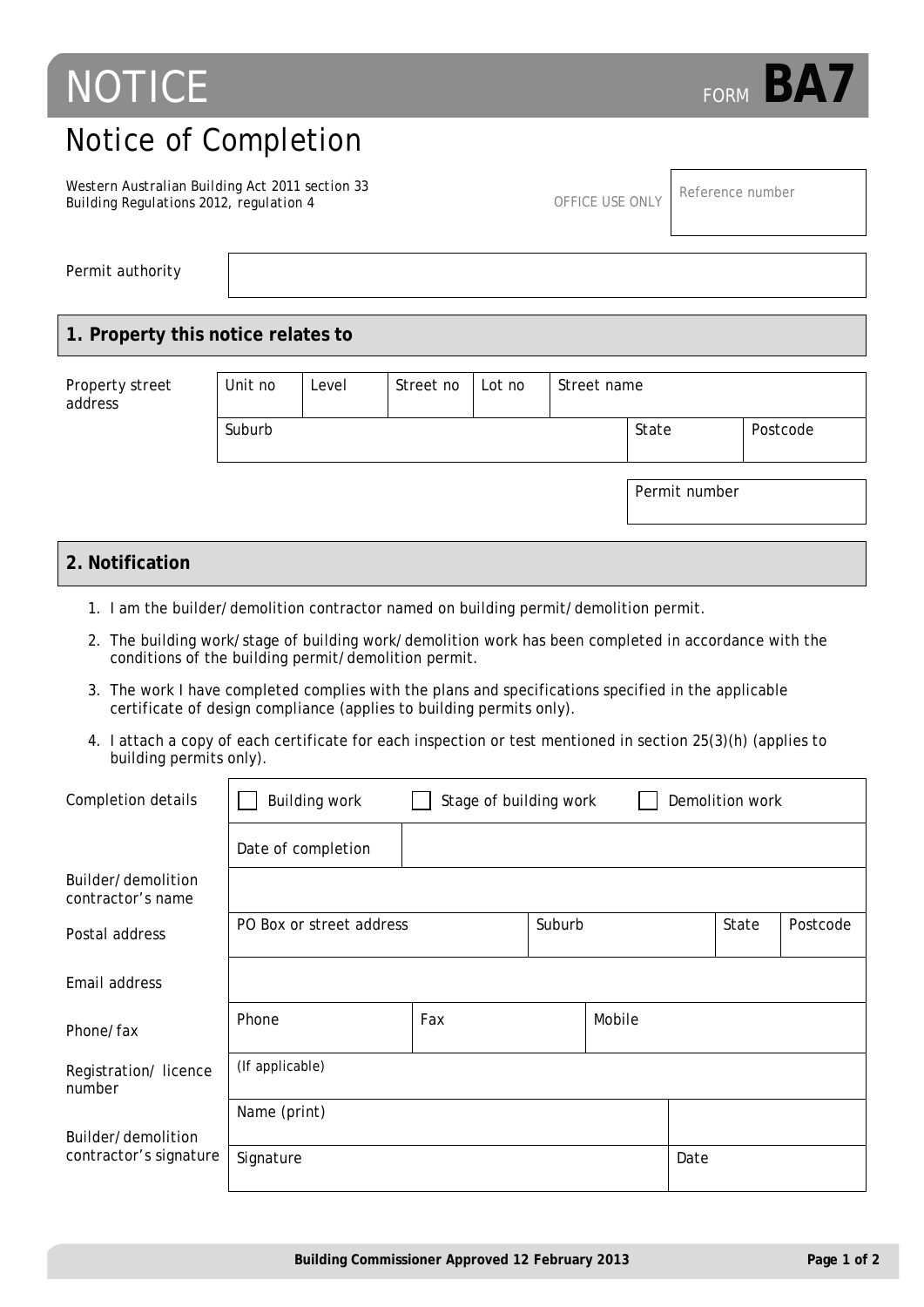# NOTICE

FORM **BA7**

## Notice of Completion

Western Australian Building Act 2011 section 33
Building Regulations 2012, regulation 4

OFFICE USE ONLY

| Reference number |
|---|
| |

| Permit authority | |
|---|---|

## 1. Property this notice relates to

| Property street address | Unit no | Level | Street no | Lot no | Street name | | |
|---|---|---|---|---|---|---|---|
| | Suburb | | | | | State | Postcode |

| Permit number |
|---|
| |

## 2. Notification

1. I am the builder/demolition contractor named on building permit/demolition permit.
2. The building work/stage of building work/demolition work has been completed in accordance with the conditions of the building permit/demolition permit.
3. The work I have completed complies with the plans and specifications specified in the applicable certificate of design compliance (applies to building permits only).
4. I attach a copy of each certificate for each inspection or test mentioned in section 25(3)(h) (applies to building permits only).

| | | | | |
|---|---|---|---|---|
| Completion details | ☐ Building work | ☐ Stage of building work | ☐ Demolition work | |
| | Date of completion | | | |
| Builder/demolition contractor's name | | | | |
| Postal address | PO Box or street address | Suburb | State | Postcode |
| Email address | | | | |
| Phone/fax | Phone | Fax | Mobile | |
| Registration/ licence number | (If applicable) | | | |
| Builder/demolition contractor's signature | Name (print) | | | |
| | Signature | | Date | |

Building Commissioner Approved 12 February 2013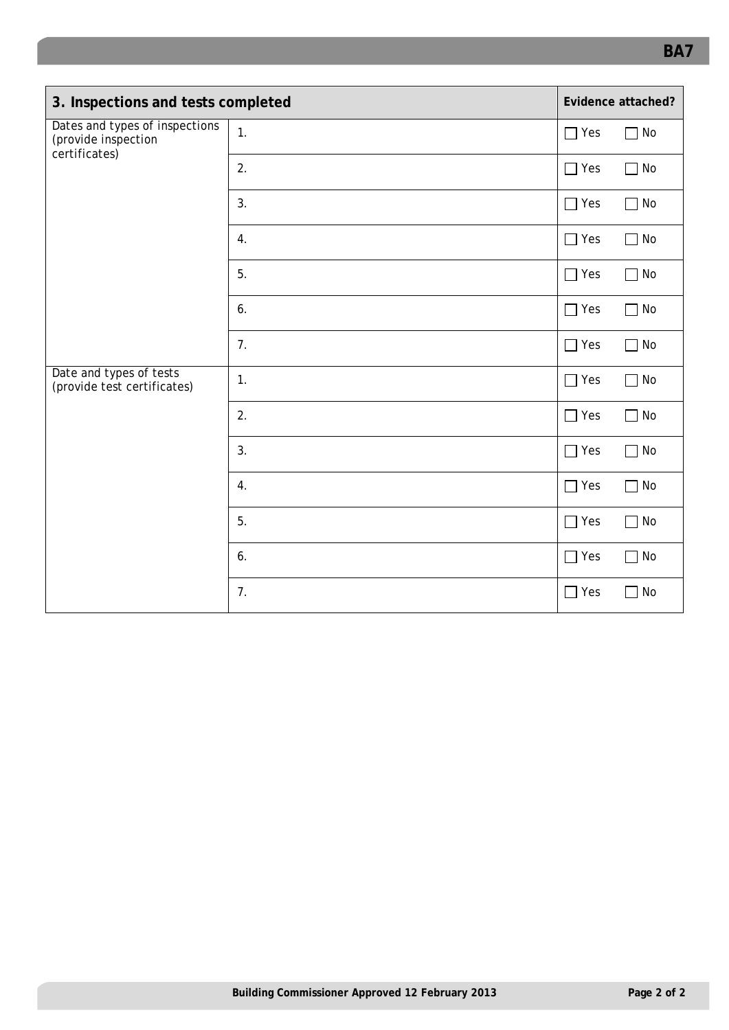| 3. Inspections and tests completed | | Evidence attached? |
|---|---|---|
| Dates and types of inspections (provide inspection certificates) | 1. | ☐ Yes ☐ No |
| | 2. | ☐ Yes ☐ No |
| | 3. | ☐ Yes ☐ No |
| | 4. | ☐ Yes ☐ No |
| | 5. | ☐ Yes ☐ No |
| | 6. | ☐ Yes ☐ No |
| | 7. | ☐ Yes ☐ No |
| Date and types of tests (provide test certificates) | 1. | ☐ Yes ☐ No |
| | 2. | ☐ Yes ☐ No |
| | 3. | ☐ Yes ☐ No |
| | 4. | ☐ Yes ☐ No |
| | 5. | ☐ Yes ☐ No |
| | 6. | ☐ Yes ☐ No |
| | 7. | ☐ Yes ☐ No |

Building Commissioner Approved 12 February 2013